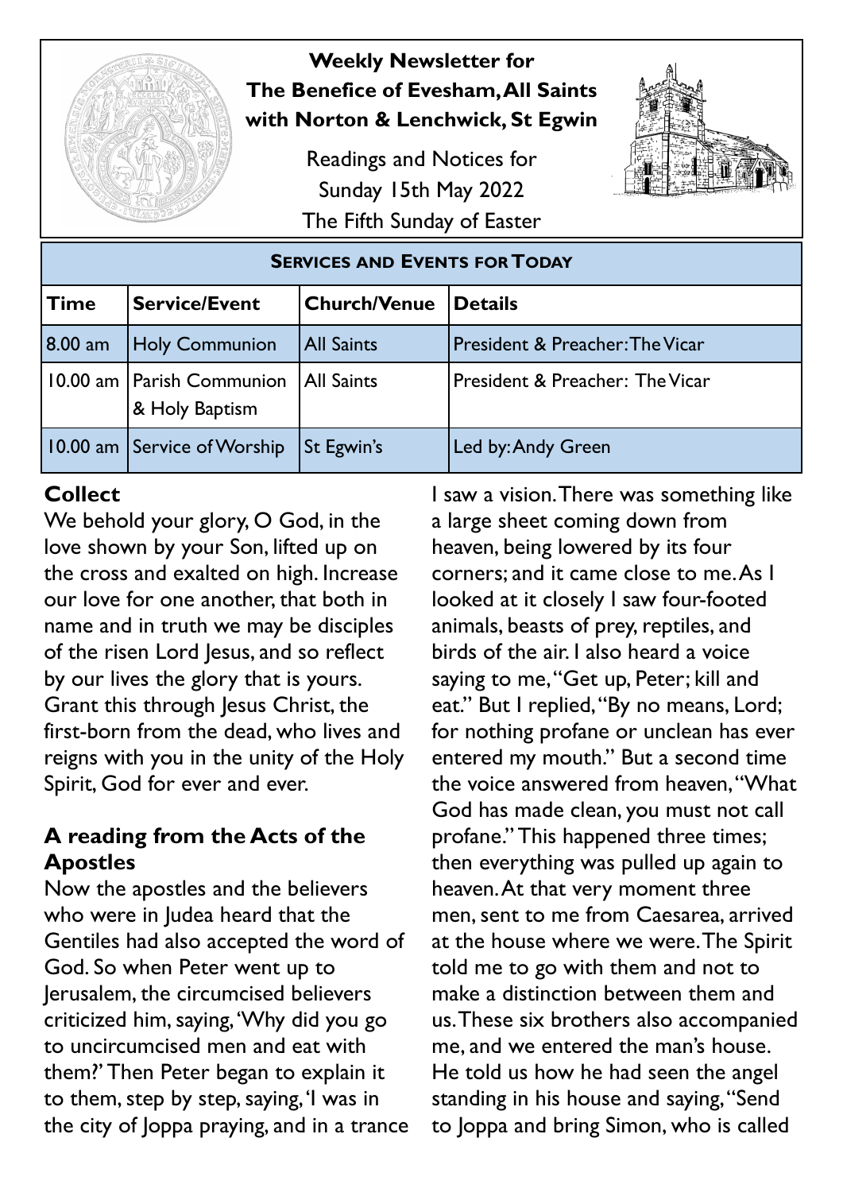**Weekly Newsletter for**
**The Benefice of Evesham, All Saints with Norton & Lenchwick, St Egwin**

Readings and Notices for
Sunday 15th May 2022
The Fifth Sunday of Easter

**SERVICES AND EVENTS FOR TODAY**

| Time | Service/Event | Church/Venue | Details |
|---|---|---|---|
| 8.00 am | Holy Communion | All Saints | President & Preacher: The Vicar |
| 10.00 am | Parish Communion & Holy Baptism | All Saints | President & Preacher: The Vicar |
| 10.00 am | Service of Worship | St Egwin's | Led by: Andy Green |

## Collect

We behold your glory, O God, in the love shown by your Son, lifted up on the cross and exalted on high. Increase our love for one another, that both in name and in truth we may be disciples of the risen Lord Jesus, and so reflect by our lives the glory that is yours. Grant this through Jesus Christ, the first-born from the dead, who lives and reigns with you in the unity of the Holy Spirit, God for ever and ever.

## A reading from the Acts of the Apostles

Now the apostles and the believers who were in Judea heard that the Gentiles had also accepted the word of God. So when Peter went up to Jerusalem, the circumcised believers criticized him, saying, 'Why did you go to uncircumcised men and eat with them?' Then Peter began to explain it to them, step by step, saying, 'I was in the city of Joppa praying, and in a trance I saw a vision. There was something like a large sheet coming down from heaven, being lowered by its four corners; and it came close to me. As I looked at it closely I saw four-footed animals, beasts of prey, reptiles, and birds of the air. I also heard a voice saying to me, "Get up, Peter; kill and eat." But I replied, "By no means, Lord; for nothing profane or unclean has ever entered my mouth." But a second time the voice answered from heaven, "What God has made clean, you must not call profane." This happened three times; then everything was pulled up again to heaven. At that very moment three men, sent to me from Caesarea, arrived at the house where we were. The Spirit told me to go with them and not to make a distinction between them and us. These six brothers also accompanied me, and we entered the man's house. He told us how he had seen the angel standing in his house and saying, "Send to Joppa and bring Simon, who is called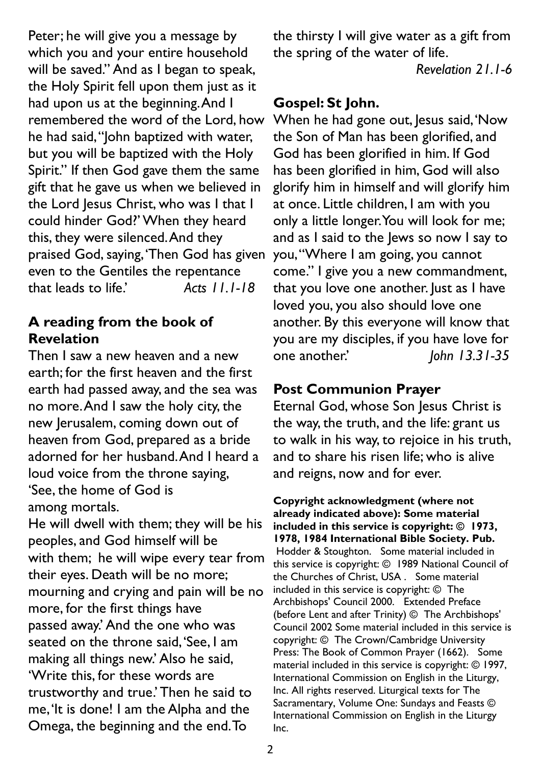Peter; he will give you a message by which you and your entire household will be saved." And as I began to speak, the Holy Spirit fell upon them just as it had upon us at the beginning. And I remembered the word of the Lord, how he had said, "John baptized with water, but you will be baptized with the Holy Spirit." If then God gave them the same gift that he gave us when we believed in the Lord Jesus Christ, who was I that I could hinder God?' When they heard this, they were silenced. And they praised God, saying, 'Then God has given even to the Gentiles the repentance that leads to life.' *Acts 11.1-18*

### A reading from the book of Revelation

Then I saw a new heaven and a new earth; for the first heaven and the first earth had passed away, and the sea was no more. And I saw the holy city, the new Jerusalem, coming down out of heaven from God, prepared as a bride adorned for her husband. And I heard a loud voice from the throne saying,
'See, the home of God is
among mortals.
He will dwell with them; they will be his peoples, and God himself will be
with them; he will wipe every tear from their eyes. Death will be no more; mourning and crying and pain will be no more, for the first things have
passed away.' And the one who was seated on the throne said, 'See, I am making all things new.' Also he said, 'Write this, for these words are trustworthy and true.' Then he said to me, 'It is done! I am the Alpha and the Omega, the beginning and the end. To the thirsty I will give water as a gift from the spring of the water of life.
*Revelation 21.1-6*

### Gospel: St John.

When he had gone out, Jesus said, 'Now the Son of Man has been glorified, and God has been glorified in him. If God has been glorified in him, God will also glorify him in himself and will glorify him at once. Little children, I am with you only a little longer. You will look for me; and as I said to the Jews so now I say to you, "Where I am going, you cannot come." I give you a new commandment, that you love one another. Just as I have loved you, you also should love one another. By this everyone will know that you are my disciples, if you have love for one another.' *John 13.31-35*

### Post Communion Prayer

Eternal God, whose Son Jesus Christ is the way, the truth, and the life: grant us to walk in his way, to rejoice in his truth, and to share his risen life; who is alive and reigns, now and for ever.

**Copyright acknowledgment (where not already indicated above): Some material included in this service is copyright: © 1973, 1978, 1984 International Bible Society. Pub.** Hodder & Stoughton. Some material included in this service is copyright: © 1989 National Council of the Churches of Christ, USA . Some material included in this service is copyright: © The Archbishops' Council 2000. Extended Preface (before Lent and after Trinity) © The Archbishops' Council 2002 Some material included in this service is copyright: © The Crown/Cambridge University Press: The Book of Common Prayer (1662). Some material included in this service is copyright: © 1997, International Commission on English in the Liturgy, Inc. All rights reserved. Liturgical texts for The Sacramentary, Volume One: Sundays and Feasts © International Commission on English in the Liturgy Inc.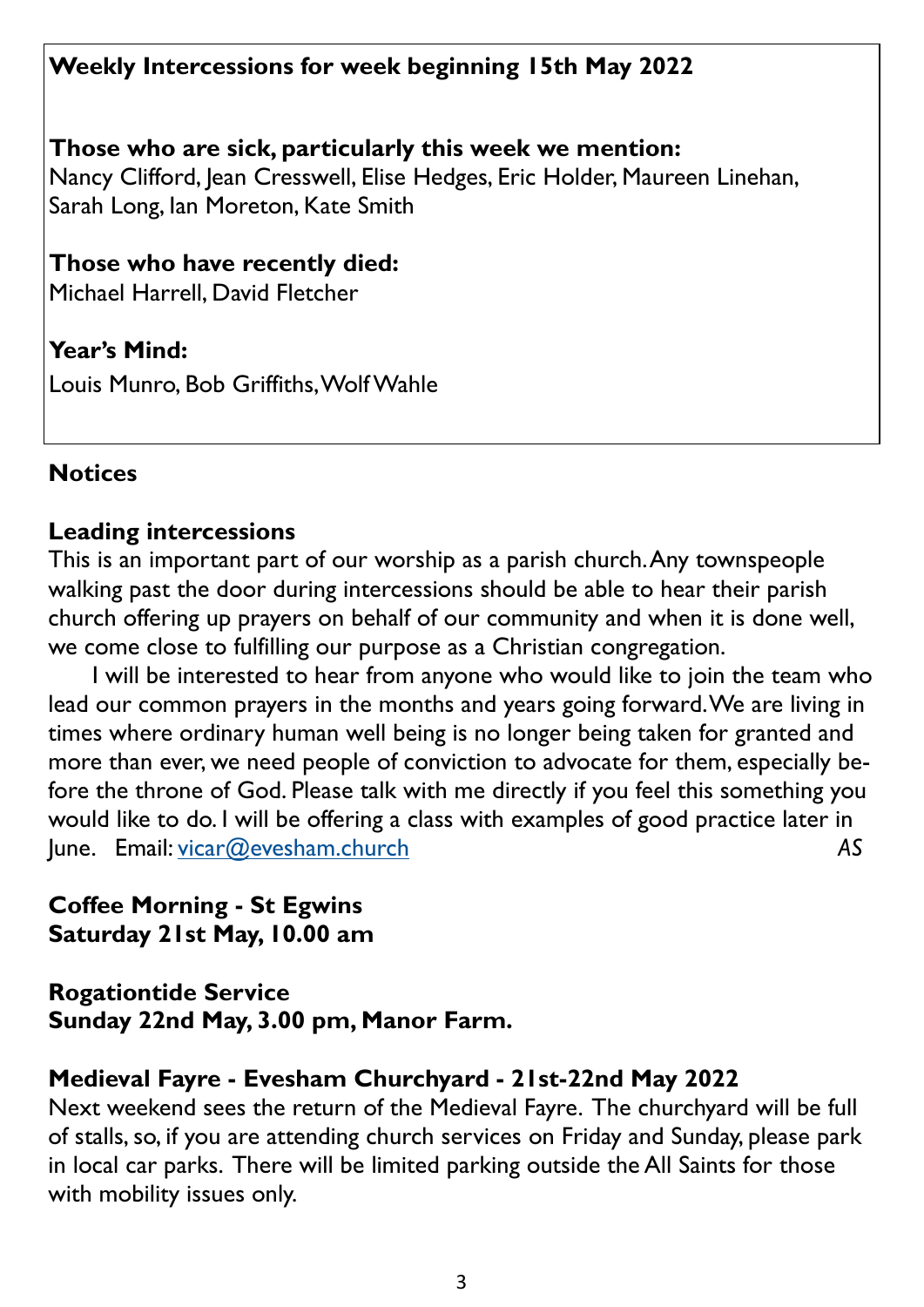**Weekly Intercessions for week beginning 15th May 2022**

**Those who are sick, particularly this week we mention:**
Nancy Clifford, Jean Cresswell, Elise Hedges, Eric Holder, Maureen Linehan, Sarah Long, Ian Moreton, Kate Smith

**Those who have recently died:**
Michael Harrell, David Fletcher

**Year's Mind:**
Louis Munro, Bob Griffiths, Wolf Wahle

## Notices

### Leading intercessions

This is an important part of our worship as a parish church. Any townspeople walking past the door during intercessions should be able to hear their parish church offering up prayers on behalf of our community and when it is done well, we come close to fulfilling our purpose as a Christian congregation.

I will be interested to hear from anyone who would like to join the team who lead our common prayers in the months and years going forward. We are living in times where ordinary human well being is no longer being taken for granted and more than ever, we need people of conviction to advocate for them, especially before the throne of God. Please talk with me directly if you feel this something you would like to do. I will be offering a class with examples of good practice later in June. Email: [vicar@evesham.church](mailto:vicar@evesham.church) *AS*

### Coffee Morning - St Egwins
**Saturday 21st May, 10.00 am**

### Rogationtide Service
**Sunday 22nd May, 3.00 pm, Manor Farm.**

### Medieval Fayre - Evesham Churchyard - 21st-22nd May 2022

Next weekend sees the return of the Medieval Fayre. The churchyard will be full of stalls, so, if you are attending church services on Friday and Sunday, please park in local car parks. There will be limited parking outside the All Saints for those with mobility issues only.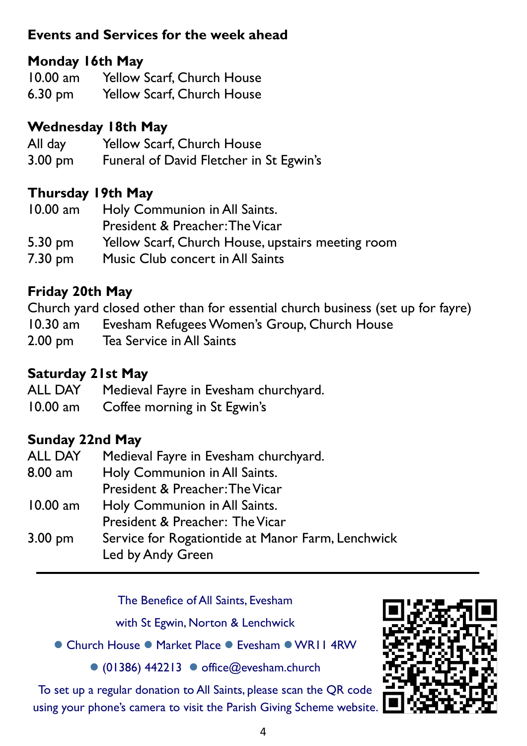## Events and Services for the week ahead

**Monday 16th May**

10.00 am Yellow Scarf, Church House
6.30 pm Yellow Scarf, Church House

**Wednesday 18th May**

All day Yellow Scarf, Church House
3.00 pm Funeral of David Fletcher in St Egwin's

**Thursday 19th May**

10.00 am Holy Communion in All Saints.
President & Preacher: The Vicar
5.30 pm Yellow Scarf, Church House, upstairs meeting room
7.30 pm Music Club concert in All Saints

**Friday 20th May**

Church yard closed other than for essential church business (set up for fayre)
10.30 am Evesham Refugees Women's Group, Church House
2.00 pm Tea Service in All Saints

**Saturday 21st May**

ALL DAY Medieval Fayre in Evesham churchyard.
10.00 am Coffee morning in St Egwin's

**Sunday 22nd May**

ALL DAY Medieval Fayre in Evesham churchyard.
8.00 am Holy Communion in All Saints.
President & Preacher: The Vicar
10.00 am Holy Communion in All Saints.
President & Preacher: The Vicar
3.00 pm Service for Rogationtide at Manor Farm, Lenchwick
Led by Andy Green

---

The Benefice of All Saints, Evesham
with St Egwin, Norton & Lenchwick
● Church House ● Market Place ● Evesham ● WR11 4RW
● (01386) 442213 ● office@evesham.church

To set up a regular donation to All Saints, please scan the QR code using your phone's camera to visit the Parish Giving Scheme website.